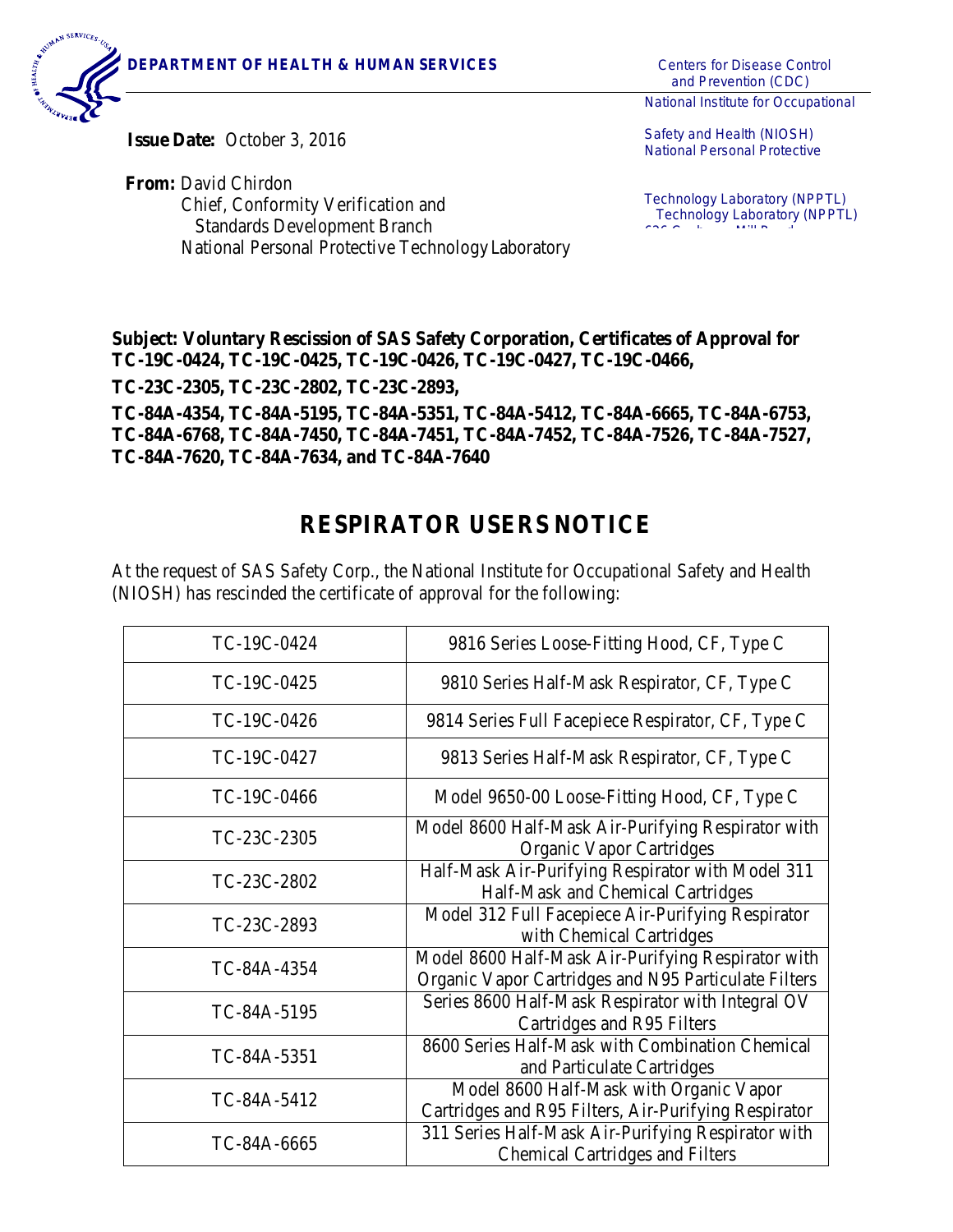**DEPARTMENT OF HEALTH & HUMAN SERVICES**

Centers for Disease Control and Prevention (CDC)
National Institute for Occupational Safety and Health (NIOSH)
National Personal Protective Technology Laboratory (NPPTL)

**Issue Date:** October 3, 2016

**From:** David Chirdon
Chief, Conformity Verification and Standards Development Branch
National Personal Protective Technology Laboratory

**Subject: Voluntary Rescission of SAS Safety Corporation, Certificates of Approval for TC-19C-0424, TC-19C-0425, TC-19C-0426, TC-19C-0427, TC-19C-0466,**
**TC-23C-2305, TC-23C-2802, TC-23C-2893,**
**TC-84A-4354, TC-84A-5195, TC-84A-5351, TC-84A-5412, TC-84A-6665, TC-84A-6753, TC-84A-6768, TC-84A-7450, TC-84A-7451, TC-84A-7452, TC-84A-7526, TC-84A-7527, TC-84A-7620, TC-84A-7634, and TC-84A-7640**

# RESPIRATOR USERS NOTICE

At the request of SAS Safety Corp., the National Institute for Occupational Safety and Health (NIOSH) has rescinded the certificate of approval for the following:

| | |
|---|---|
| TC-19C-0424 | 9816 Series Loose-Fitting Hood, CF, Type C |
| TC-19C-0425 | 9810 Series Half-Mask Respirator, CF, Type C |
| TC-19C-0426 | 9814 Series Full Facepiece Respirator, CF, Type C |
| TC-19C-0427 | 9813 Series Half-Mask Respirator, CF, Type C |
| TC-19C-0466 | Model 9650-00 Loose-Fitting Hood, CF, Type C |
| TC-23C-2305 | Model 8600 Half-Mask Air-Purifying Respirator with Organic Vapor Cartridges |
| TC-23C-2802 | Half-Mask Air-Purifying Respirator with Model 311 Half-Mask and Chemical Cartridges |
| TC-23C-2893 | Model 312 Full Facepiece Air-Purifying Respirator with Chemical Cartridges |
| TC-84A-4354 | Model 8600 Half-Mask Air-Purifying Respirator with Organic Vapor Cartridges and N95 Particulate Filters |
| TC-84A-5195 | Series 8600 Half-Mask Respirator with Integral OV Cartridges and R95 Filters |
| TC-84A-5351 | 8600 Series Half-Mask with Combination Chemical and Particulate Cartridges |
| TC-84A-5412 | Model 8600 Half-Mask with Organic Vapor Cartridges and R95 Filters, Air-Purifying Respirator |
| TC-84A-6665 | 311 Series Half-Mask Air-Purifying Respirator with Chemical Cartridges and Filters |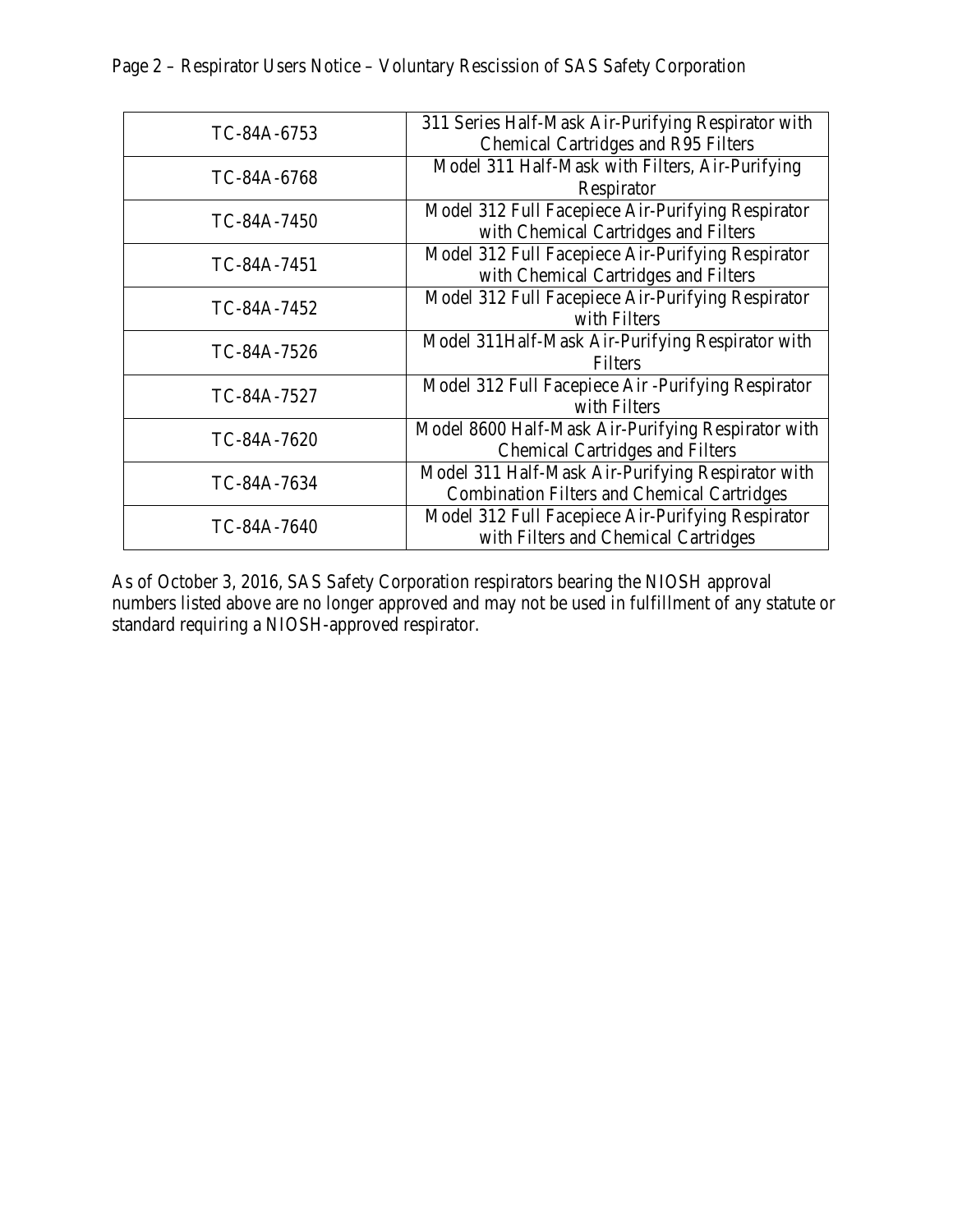| | |
|---|---|
| TC-84A-6753 | 311 Series Half-Mask Air-Purifying Respirator with Chemical Cartridges and R95 Filters |
| TC-84A-6768 | Model 311 Half-Mask with Filters, Air-Purifying Respirator |
| TC-84A-7450 | Model 312 Full Facepiece Air-Purifying Respirator with Chemical Cartridges and Filters |
| TC-84A-7451 | Model 312 Full Facepiece Air-Purifying Respirator with Chemical Cartridges and Filters |
| TC-84A-7452 | Model 312 Full Facepiece Air-Purifying Respirator with Filters |
| TC-84A-7526 | Model 311Half-Mask Air-Purifying Respirator with Filters |
| TC-84A-7527 | Model 312 Full Facepiece Air -Purifying Respirator with Filters |
| TC-84A-7620 | Model 8600 Half-Mask Air-Purifying Respirator with Chemical Cartridges and Filters |
| TC-84A-7634 | Model 311 Half-Mask Air-Purifying Respirator with Combination Filters and Chemical Cartridges |
| TC-84A-7640 | Model 312 Full Facepiece Air-Purifying Respirator with Filters and Chemical Cartridges |

As of October 3, 2016, SAS Safety Corporation respirators bearing the NIOSH approval numbers listed above are no longer approved and may not be used in fulfillment of any statute or standard requiring a NIOSH-approved respirator.